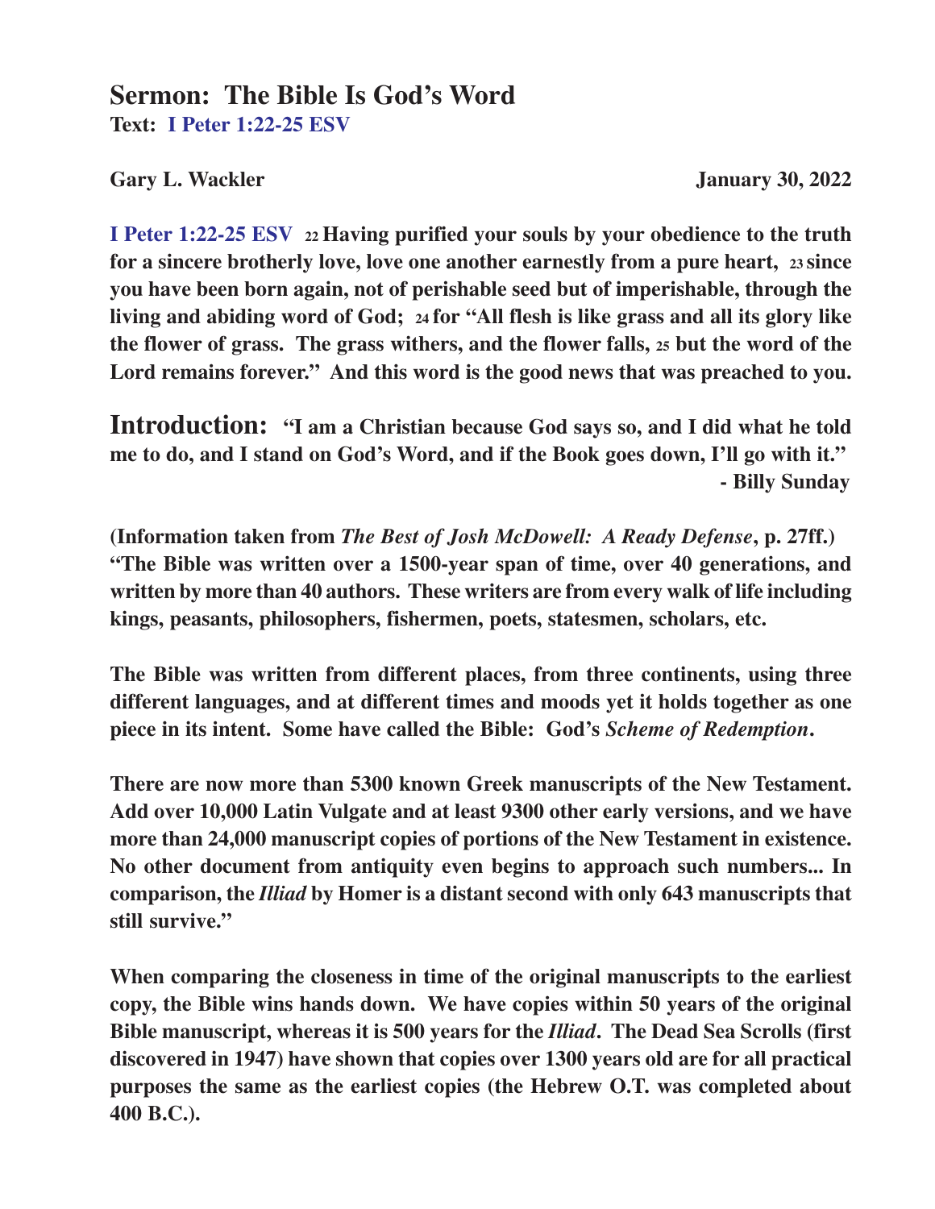# Sermon: The Bible Is God's Word

**Text: I Peter 1:22-25 ESV**

**Gary L. Wackler** **January 30, 2022**

**I Peter 1:22-25 ESV** **22 Having purified your souls by your obedience to the truth for a sincere brotherly love, love one another earnestly from a pure heart, 23 since you have been born again, not of perishable seed but of imperishable, through the living and abiding word of God; 24 for "All flesh is like grass and all its glory like the flower of grass. The grass withers, and the flower falls, 25 but the word of the Lord remains forever." And this word is the good news that was preached to you.**

## Introduction: 

**"I am a Christian because God says so, and I did what he told me to do, and I stand on God's Word, and if the Book goes down, I'll go with it."**
**- Billy Sunday**

**(Information taken from *The Best of Josh McDowell: A Ready Defense*, p. 27ff.) "The Bible was written over a 1500-year span of time, over 40 generations, and written by more than 40 authors. These writers are from every walk of life including kings, peasants, philosophers, fishermen, poets, statesmen, scholars, etc.**

**The Bible was written from different places, from three continents, using three different languages, and at different times and moods yet it holds together as one piece in its intent. Some have called the Bible: God's *Scheme of Redemption*.**

**There are now more than 5300 known Greek manuscripts of the New Testament. Add over 10,000 Latin Vulgate and at least 9300 other early versions, and we have more than 24,000 manuscript copies of portions of the New Testament in existence. No other document from antiquity even begins to approach such numbers... In comparison, the *Illiad* by Homer is a distant second with only 643 manuscripts that still survive."**

**When comparing the closeness in time of the original manuscripts to the earliest copy, the Bible wins hands down. We have copies within 50 years of the original Bible manuscript, whereas it is 500 years for the *Illiad*. The Dead Sea Scrolls (first discovered in 1947) have shown that copies over 1300 years old are for all practical purposes the same as the earliest copies (the Hebrew O.T. was completed about 400 B.C.).**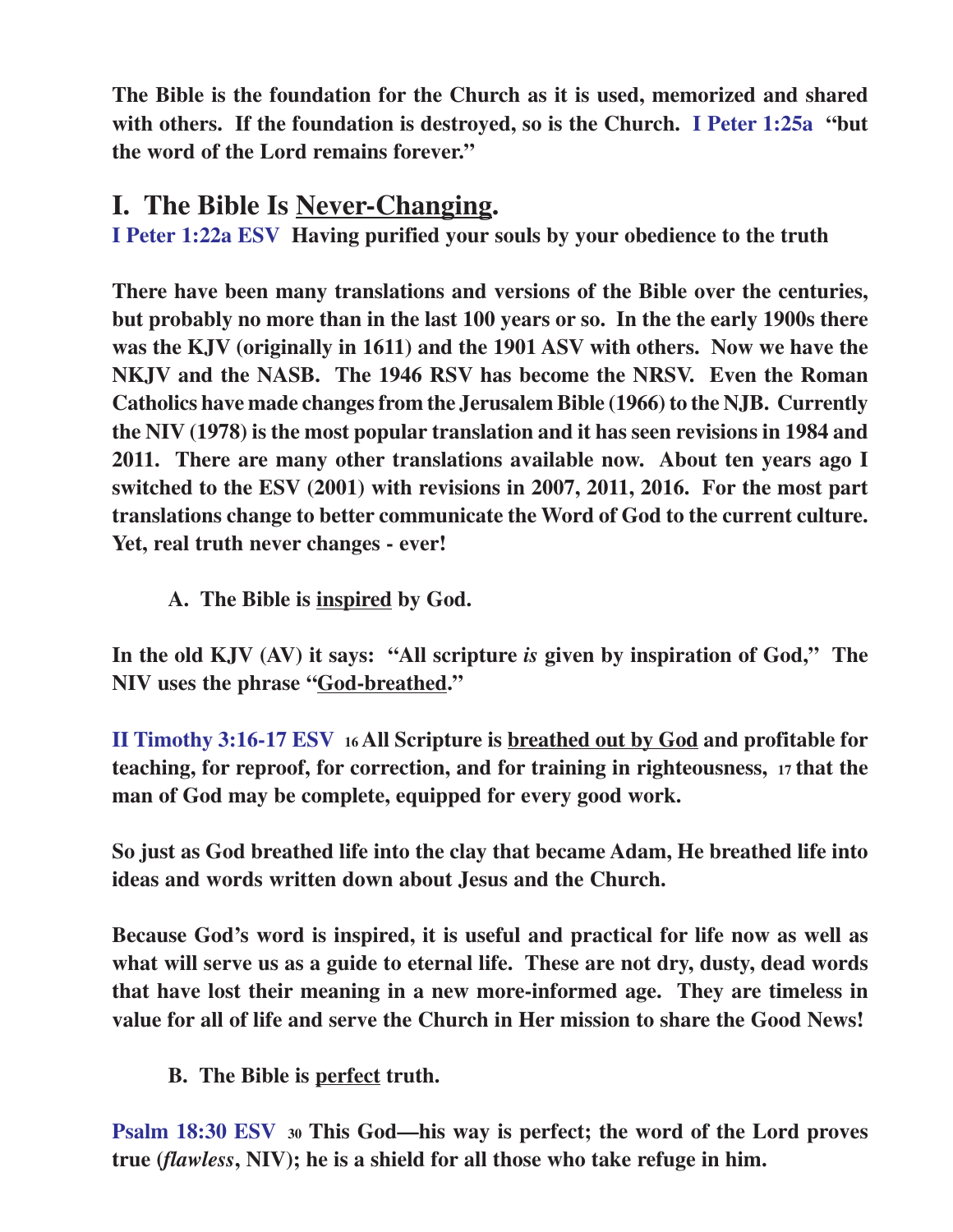**The Bible is the foundation for the Church as it is used, memorized and shared with others. If the foundation is destroyed, so is the Church. I Peter 1:25a "but the word of the Lord remains forever."**

## I. The Bible Is <u>Never-Changing</u>.

**I Peter 1:22a ESV Having purified your souls by your obedience to the truth**

**There have been many translations and versions of the Bible over the centuries, but probably no more than in the last 100 years or so. In the the early 1900s there was the KJV (originally in 1611) and the 1901 ASV with others. Now we have the NKJV and the NASB. The 1946 RSV has become the NRSV. Even the Roman Catholics have made changes from the Jerusalem Bible (1966) to the NJB. Currently the NIV (1978) is the most popular translation and it has seen revisions in 1984 and 2011. There are many other translations available now. About ten years ago I switched to the ESV (2001) with revisions in 2007, 2011, 2016. For the most part translations change to better communicate the Word of God to the current culture. Yet, real truth never changes - ever!**

### A. The Bible is <u>inspired</u> by God.

**In the old KJV (AV) it says: "All scripture *is* given by inspiration of God," The NIV uses the phrase "<u>God-breathed</u>."**

**II Timothy 3:16-17 ESV 16 All Scripture is <u>breathed out by God</u> and profitable for teaching, for reproof, for correction, and for training in righteousness, 17 that the man of God may be complete, equipped for every good work.**

**So just as God breathed life into the clay that became Adam, He breathed life into ideas and words written down about Jesus and the Church.**

**Because God's word is inspired, it is useful and practical for life now as well as what will serve us as a guide to eternal life. These are not dry, dusty, dead words that have lost their meaning in a new more-informed age. They are timeless in value for all of life and serve the Church in Her mission to share the Good News!**

### B. The Bible is <u>perfect</u> truth.

**Psalm 18:30 ESV 30 This God—his way is perfect; the word of the Lord proves true (*flawless*, NIV); he is a shield for all those who take refuge in him.**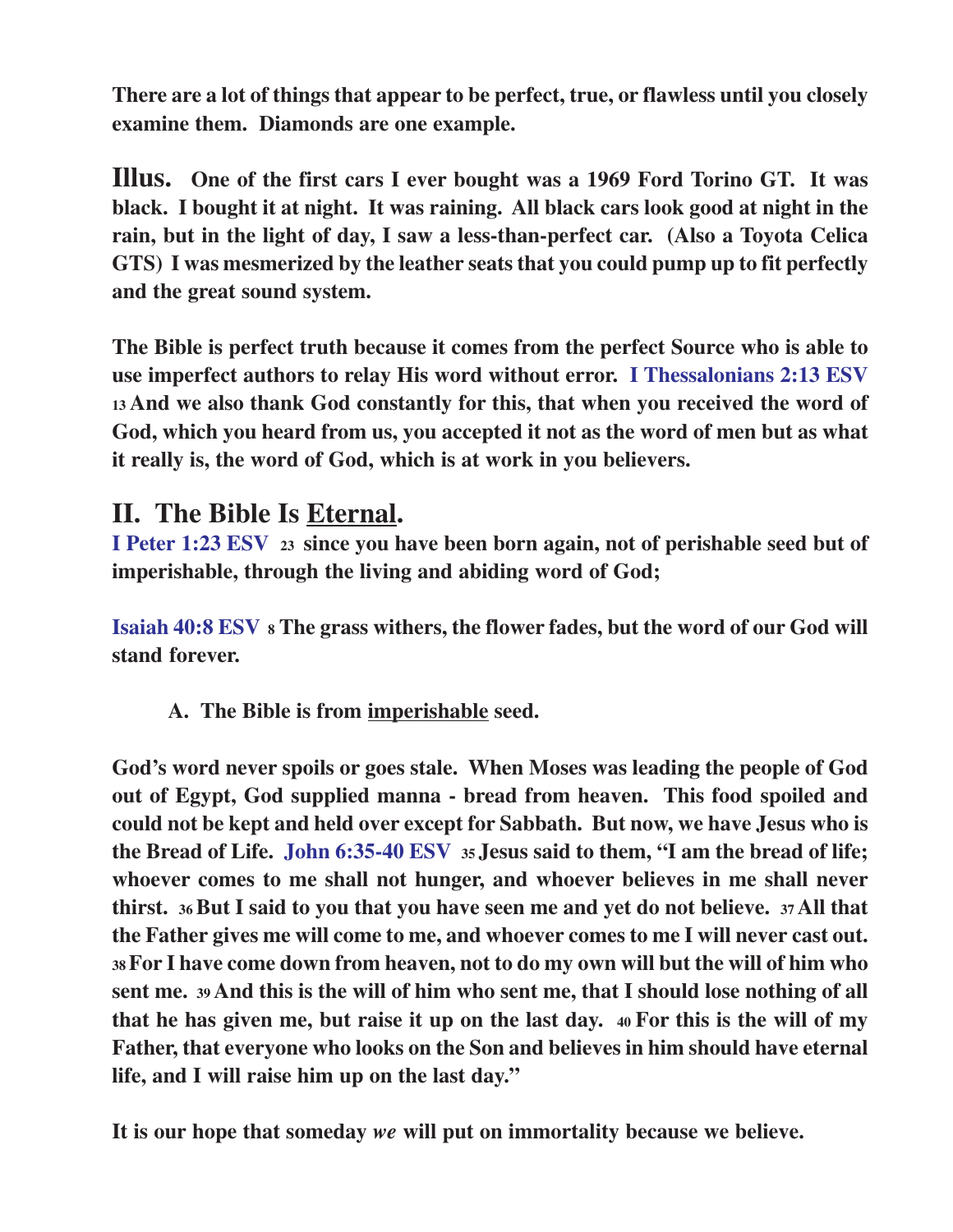**There are a lot of things that appear to be perfect, true, or flawless until you closely examine them. Diamonds are one example.**

**Illus. One of the first cars I ever bought was a 1969 Ford Torino GT. It was black. I bought it at night. It was raining. All black cars look good at night in the rain, but in the light of day, I saw a less-than-perfect car. (Also a Toyota Celica GTS) I was mesmerized by the leather seats that you could pump up to fit perfectly and the great sound system.**

**The Bible is perfect truth because it comes from the perfect Source who is able to use imperfect authors to relay His word without error. I Thessalonians 2:13 ESV 13 And we also thank God constantly for this, that when you received the word of God, which you heard from us, you accepted it not as the word of men but as what it really is, the word of God, which is at work in you believers.**

## II. The Bible Is Eternal.

**I Peter 1:23 ESV 23 since you have been born again, not of perishable seed but of imperishable, through the living and abiding word of God;**

**Isaiah 40:8 ESV 8 The grass withers, the flower fades, but the word of our God will stand forever.**

**A. The Bible is from imperishable seed.**

**God's word never spoils or goes stale. When Moses was leading the people of God out of Egypt, God supplied manna - bread from heaven. This food spoiled and could not be kept and held over except for Sabbath. But now, we have Jesus who is the Bread of Life. John 6:35-40 ESV 35 Jesus said to them, "I am the bread of life; whoever comes to me shall not hunger, and whoever believes in me shall never thirst. 36 But I said to you that you have seen me and yet do not believe. 37 All that the Father gives me will come to me, and whoever comes to me I will never cast out. 38 For I have come down from heaven, not to do my own will but the will of him who sent me. 39 And this is the will of him who sent me, that I should lose nothing of all that he has given me, but raise it up on the last day. 40 For this is the will of my Father, that everyone who looks on the Son and believes in him should have eternal life, and I will raise him up on the last day."**

**It is our hope that someday *we* will put on immortality because we believe.**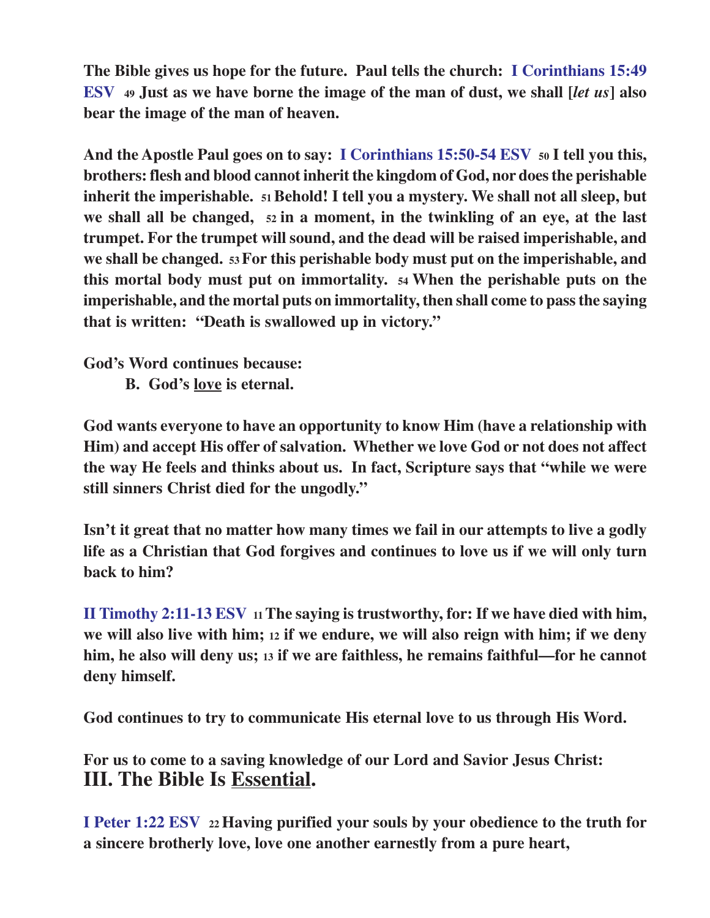**The Bible gives us hope for the future. Paul tells the church: I Corinthians 15:49 ESV 49 Just as we have borne the image of the man of dust, we shall [*let us*] also bear the image of the man of heaven.**

**And the Apostle Paul goes on to say: I Corinthians 15:50-54 ESV 50 I tell you this, brothers: flesh and blood cannot inherit the kingdom of God, nor does the perishable inherit the imperishable. 51 Behold! I tell you a mystery. We shall not all sleep, but we shall all be changed, 52 in a moment, in the twinkling of an eye, at the last trumpet. For the trumpet will sound, and the dead will be raised imperishable, and we shall be changed. 53 For this perishable body must put on the imperishable, and this mortal body must put on immortality. 54 When the perishable puts on the imperishable, and the mortal puts on immortality, then shall come to pass the saying that is written: "Death is swallowed up in victory."**

**God's Word continues because:**

**B. God's <u>love</u> is eternal.**

**God wants everyone to have an opportunity to know Him (have a relationship with Him) and accept His offer of salvation. Whether we love God or not does not affect the way He feels and thinks about us. In fact, Scripture says that "while we were still sinners Christ died for the ungodly."**

**Isn't it great that no matter how many times we fail in our attempts to live a godly life as a Christian that God forgives and continues to love us if we will only turn back to him?**

**II Timothy 2:11-13 ESV 11 The saying is trustworthy, for: If we have died with him, we will also live with him; 12 if we endure, we will also reign with him; if we deny him, he also will deny us; 13 if we are faithless, he remains faithful—for he cannot deny himself.**

**God continues to try to communicate His eternal love to us through His Word.**

**For us to come to a saving knowledge of our Lord and Savior Jesus Christ:**

## III. The Bible Is <u>Essential</u>.

**I Peter 1:22 ESV 22 Having purified your souls by your obedience to the truth for a sincere brotherly love, love one another earnestly from a pure heart,**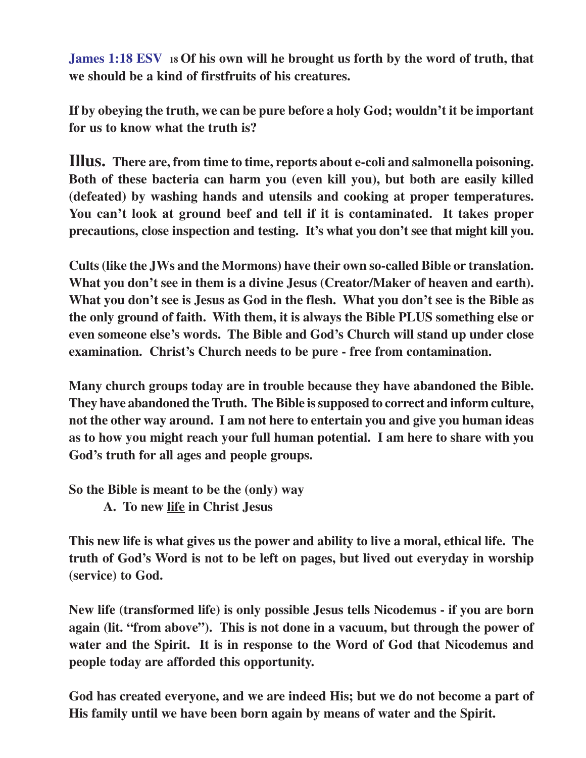**James 1:18 ESV** **18 Of his own will he brought us forth by the word of truth, that we should be a kind of firstfruits of his creatures.**

**If by obeying the truth, we can be pure before a holy God; wouldn't it be important for us to know what the truth is?**

**Illus.** **There are, from time to time, reports about e-coli and salmonella poisoning. Both of these bacteria can harm you (even kill you), but both are easily killed (defeated) by washing hands and utensils and cooking at proper temperatures. You can't look at ground beef and tell if it is contaminated. It takes proper precautions, close inspection and testing. It's what you don't see that might kill you.**

**Cults (like the JWs and the Mormons) have their own so-called Bible or translation. What you don't see in them is a divine Jesus (Creator/Maker of heaven and earth). What you don't see is Jesus as God in the flesh. What you don't see is the Bible as the only ground of faith. With them, it is always the Bible PLUS something else or even someone else's words. The Bible and God's Church will stand up under close examination. Christ's Church needs to be pure - free from contamination.**

**Many church groups today are in trouble because they have abandoned the Bible. They have abandoned the Truth. The Bible is supposed to correct and inform culture, not the other way around. I am not here to entertain you and give you human ideas as to how you might reach your full human potential. I am here to share with you God's truth for all ages and people groups.**

**So the Bible is meant to be the (only) way**

**A. To new <u>life</u> in Christ Jesus**

**This new life is what gives us the power and ability to live a moral, ethical life. The truth of God's Word is not to be left on pages, but lived out everyday in worship (service) to God.**

**New life (transformed life) is only possible Jesus tells Nicodemus - if you are born again (lit. "from above"). This is not done in a vacuum, but through the power of water and the Spirit. It is in response to the Word of God that Nicodemus and people today are afforded this opportunity.**

**God has created everyone, and we are indeed His; but we do not become a part of His family until we have been born again by means of water and the Spirit.**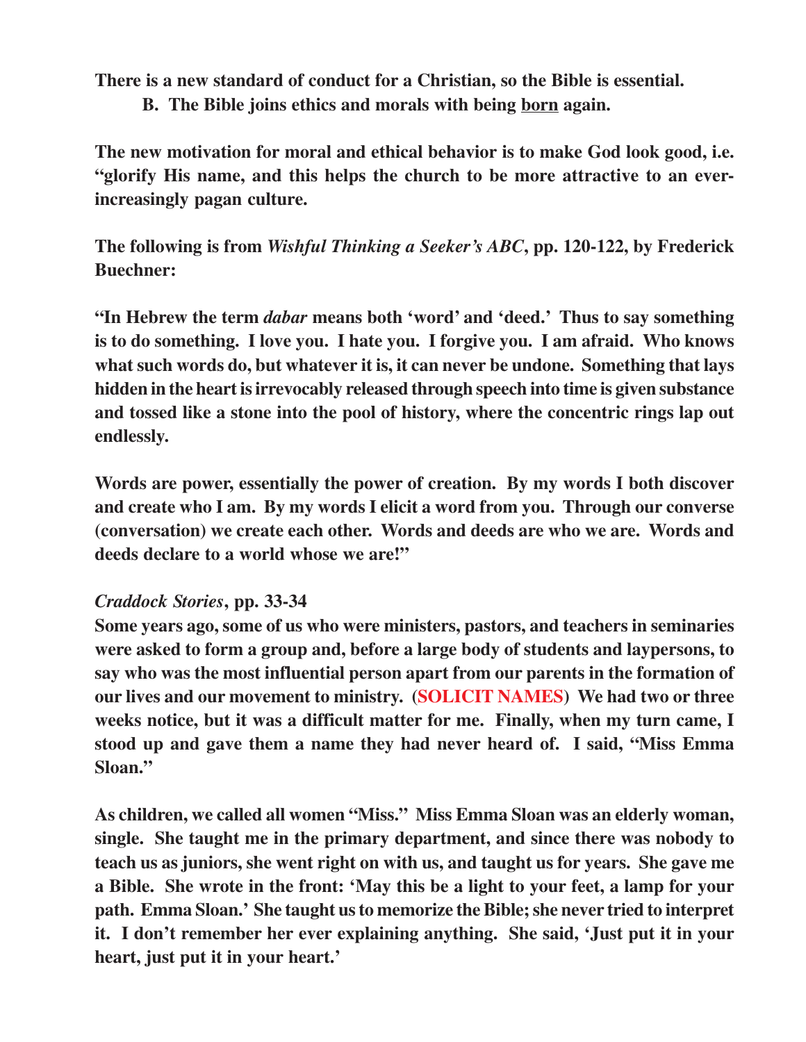**There is a new standard of conduct for a Christian, so the Bible is essential.**

**B. The Bible joins ethics and morals with being <u>born</u> again.**

**The new motivation for moral and ethical behavior is to make God look good, i.e. "glorify His name, and this helps the church to be more attractive to an ever-increasingly pagan culture.**

**The following is from *Wishful Thinking a Seeker's ABC*, pp. 120-122, by Frederick Buechner:**

**"In Hebrew the term *dabar* means both 'word' and 'deed.' Thus to say something is to do something. I love you. I hate you. I forgive you. I am afraid. Who knows what such words do, but whatever it is, it can never be undone. Something that lays hidden in the heart is irrevocably released through speech into time is given substance and tossed like a stone into the pool of history, where the concentric rings lap out endlessly.**

**Words are power, essentially the power of creation. By my words I both discover and create who I am. By my words I elicit a word from you. Through our converse (conversation) we create each other. Words and deeds are who we are. Words and deeds declare to a world whose we are!"**

***Craddock Stories*, pp. 33-34**

**Some years ago, some of us who were ministers, pastors, and teachers in seminaries were asked to form a group and, before a large body of students and laypersons, to say who was the most influential person apart from our parents in the formation of our lives and our movement to ministry. (SOLICIT NAMES) We had two or three weeks notice, but it was a difficult matter for me. Finally, when my turn came, I stood up and gave them a name they had never heard of. I said, "Miss Emma Sloan."**

**As children, we called all women "Miss." Miss Emma Sloan was an elderly woman, single. She taught me in the primary department, and since there was nobody to teach us as juniors, she went right on with us, and taught us for years. She gave me a Bible. She wrote in the front: 'May this be a light to your feet, a lamp for your path. Emma Sloan.' She taught us to memorize the Bible; she never tried to interpret it. I don't remember her ever explaining anything. She said, 'Just put it in your heart, just put it in your heart.'**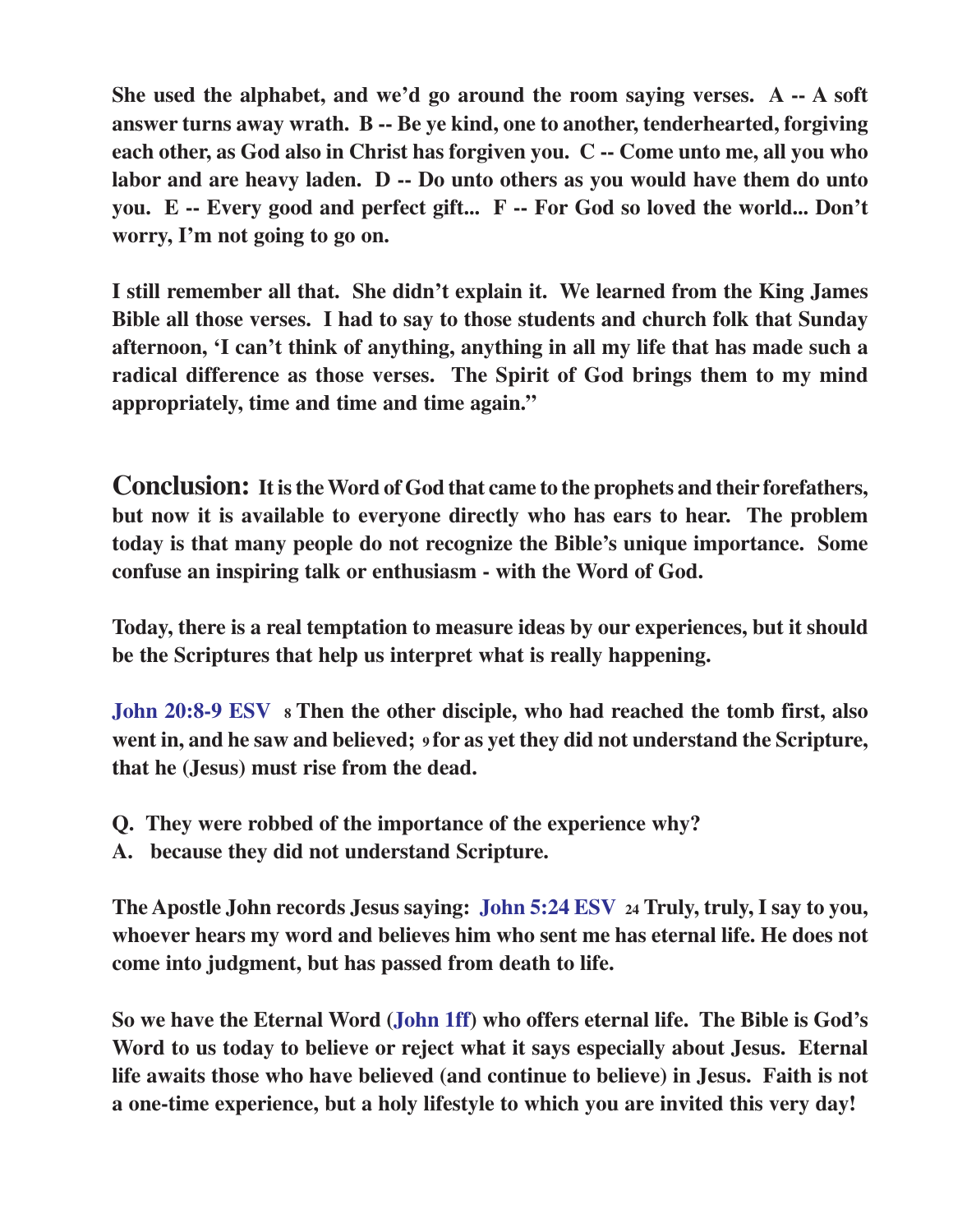**She used the alphabet, and we'd go around the room saying verses. A -- A soft answer turns away wrath. B -- Be ye kind, one to another, tenderhearted, forgiving each other, as God also in Christ has forgiven you. C -- Come unto me, all you who labor and are heavy laden. D -- Do unto others as you would have them do unto you. E -- Every good and perfect gift... F -- For God so loved the world... Don't worry, I'm not going to go on.**

**I still remember all that. She didn't explain it. We learned from the King James Bible all those verses. I had to say to those students and church folk that Sunday afternoon, 'I can't think of anything, anything in all my life that has made such a radical difference as those verses. The Spirit of God brings them to my mind appropriately, time and time and time again."**

**Conclusion:** **It is the Word of God that came to the prophets and their forefathers, but now it is available to everyone directly who has ears to hear. The problem today is that many people do not recognize the Bible's unique importance. Some confuse an inspiring talk or enthusiasm - with the Word of God.**

**Today, there is a real temptation to measure ideas by our experiences, but it should be the Scriptures that help us interpret what is really happening.**

**John 20:8-9 ESV** **8 Then the other disciple, who had reached the tomb first, also went in, and he saw and believed; 9 for as yet they did not understand the Scripture, that he (Jesus) must rise from the dead.**

**Q. They were robbed of the importance of the experience why?**
**A. because they did not understand Scripture.**

**The Apostle John records Jesus saying:** **John 5:24 ESV** **24 Truly, truly, I say to you, whoever hears my word and believes him who sent me has eternal life. He does not come into judgment, but has passed from death to life.**

**So we have the Eternal Word (John 1ff) who offers eternal life. The Bible is God's Word to us today to believe or reject what it says especially about Jesus. Eternal life awaits those who have believed (and continue to believe) in Jesus. Faith is not a one-time experience, but a holy lifestyle to which you are invited this very day!**